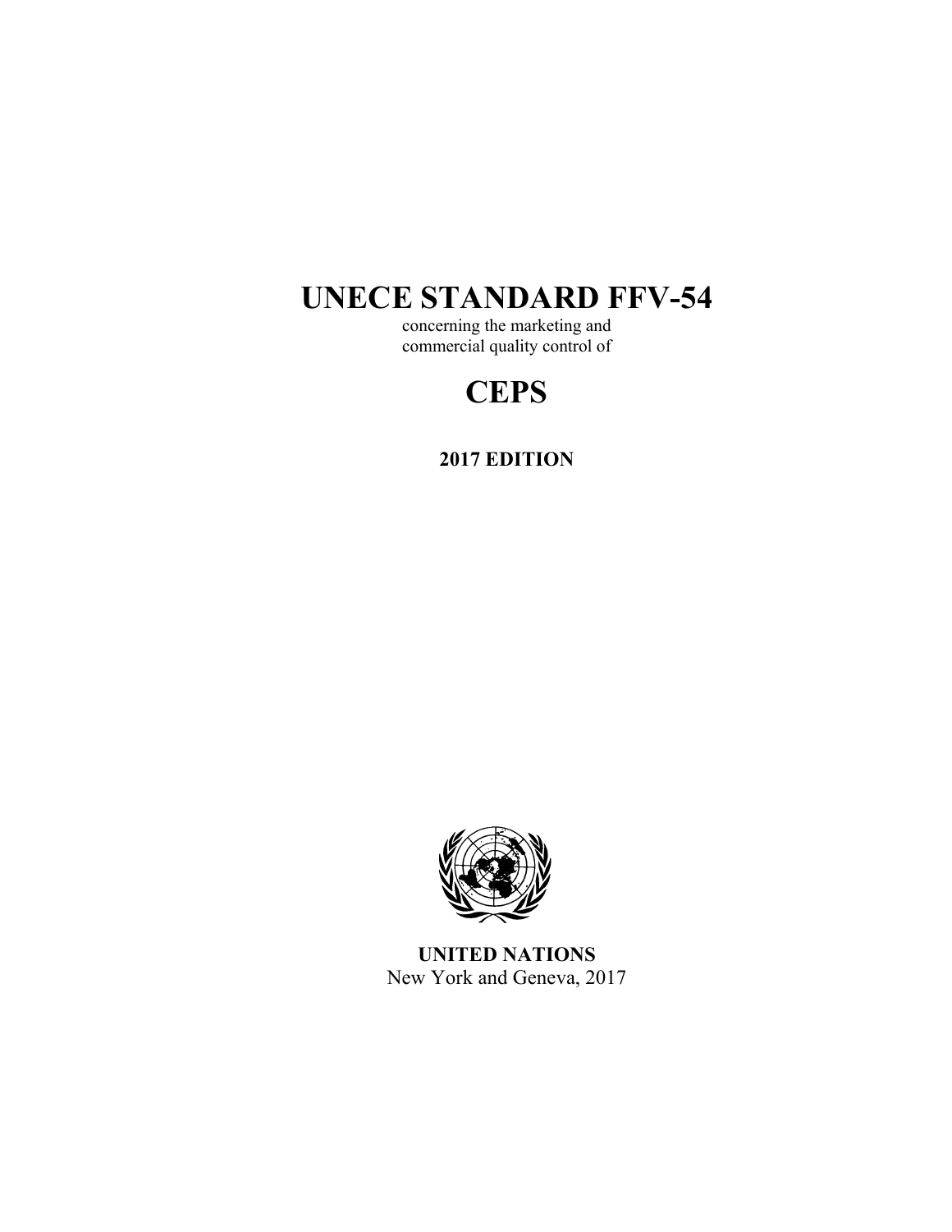# UNECE STANDARD FFV-54

concerning the marketing and commercial quality control of

# CEPS

**2017 EDITION**

**UNITED NATIONS**

New York and Geneva, 2017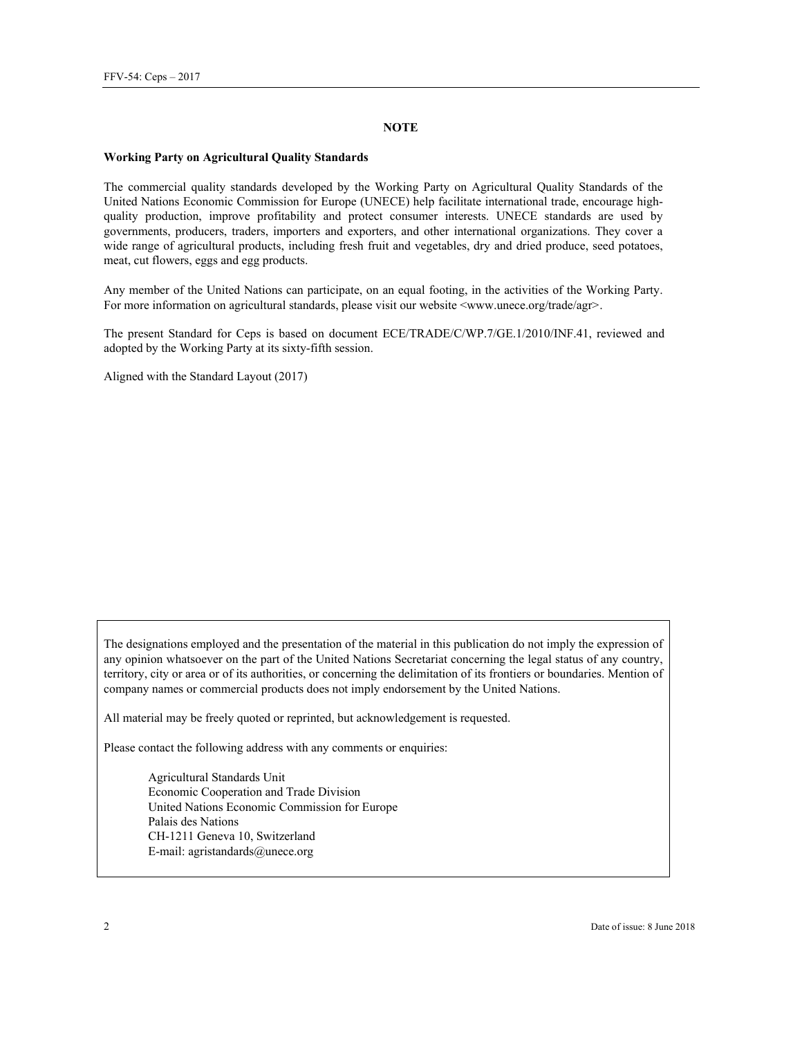## NOTE

**Working Party on Agricultural Quality Standards**

The commercial quality standards developed by the Working Party on Agricultural Quality Standards of the United Nations Economic Commission for Europe (UNECE) help facilitate international trade, encourage high-quality production, improve profitability and protect consumer interests. UNECE standards are used by governments, producers, traders, importers and exporters, and other international organizations. They cover a wide range of agricultural products, including fresh fruit and vegetables, dry and dried produce, seed potatoes, meat, cut flowers, eggs and egg products.

Any member of the United Nations can participate, on an equal footing, in the activities of the Working Party. For more information on agricultural standards, please visit our website <www.unece.org/trade/agr>.

The present Standard for Ceps is based on document ECE/TRADE/C/WP.7/GE.1/2010/INF.41, reviewed and adopted by the Working Party at its sixty-fifth session.

Aligned with the Standard Layout (2017)

The designations employed and the presentation of the material in this publication do not imply the expression of any opinion whatsoever on the part of the United Nations Secretariat concerning the legal status of any country, territory, city or area or of its authorities, or concerning the delimitation of its frontiers or boundaries. Mention of company names or commercial products does not imply endorsement by the United Nations.

All material may be freely quoted or reprinted, but acknowledgement is requested.

Please contact the following address with any comments or enquiries:

Agricultural Standards Unit
Economic Cooperation and Trade Division
United Nations Economic Commission for Europe
Palais des Nations
CH-1211 Geneva 10, Switzerland
E-mail: agristandards@unece.org

Date of issue: 8 June 2018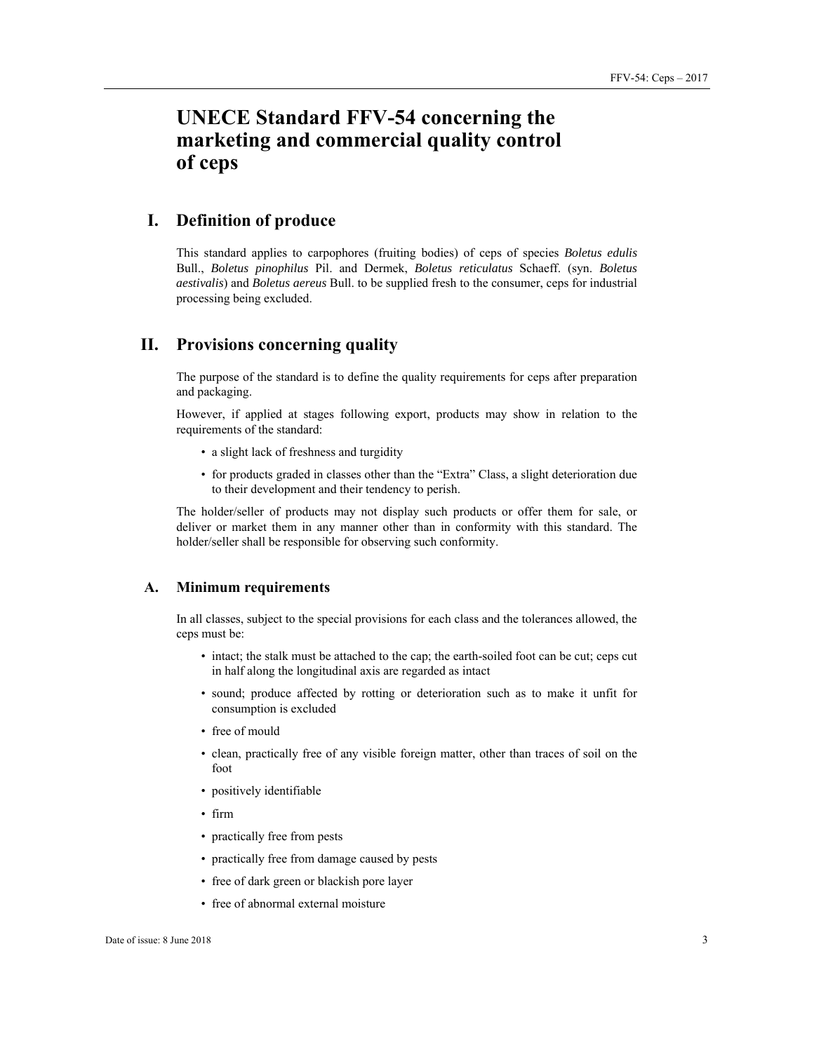# UNECE Standard FFV-54 concerning the marketing and commercial quality control of ceps

## I. Definition of produce

This standard applies to carpophores (fruiting bodies) of ceps of species *Boletus edulis* Bull., *Boletus pinophilus* Pil. and Dermek, *Boletus reticulatus* Schaeff. (syn. *Boletus aestivalis*) and *Boletus aereus* Bull. to be supplied fresh to the consumer, ceps for industrial processing being excluded.

## II. Provisions concerning quality

The purpose of the standard is to define the quality requirements for ceps after preparation and packaging.

However, if applied at stages following export, products may show in relation to the requirements of the standard:

- a slight lack of freshness and turgidity
- for products graded in classes other than the "Extra" Class, a slight deterioration due to their development and their tendency to perish.

The holder/seller of products may not display such products or offer them for sale, or deliver or market them in any manner other than in conformity with this standard. The holder/seller shall be responsible for observing such conformity.

### A. Minimum requirements

In all classes, subject to the special provisions for each class and the tolerances allowed, the ceps must be:

- intact; the stalk must be attached to the cap; the earth-soiled foot can be cut; ceps cut in half along the longitudinal axis are regarded as intact
- sound; produce affected by rotting or deterioration such as to make it unfit for consumption is excluded
- free of mould
- clean, practically free of any visible foreign matter, other than traces of soil on the foot
- positively identifiable
- firm
- practically free from pests
- practically free from damage caused by pests
- free of dark green or blackish pore layer
- free of abnormal external moisture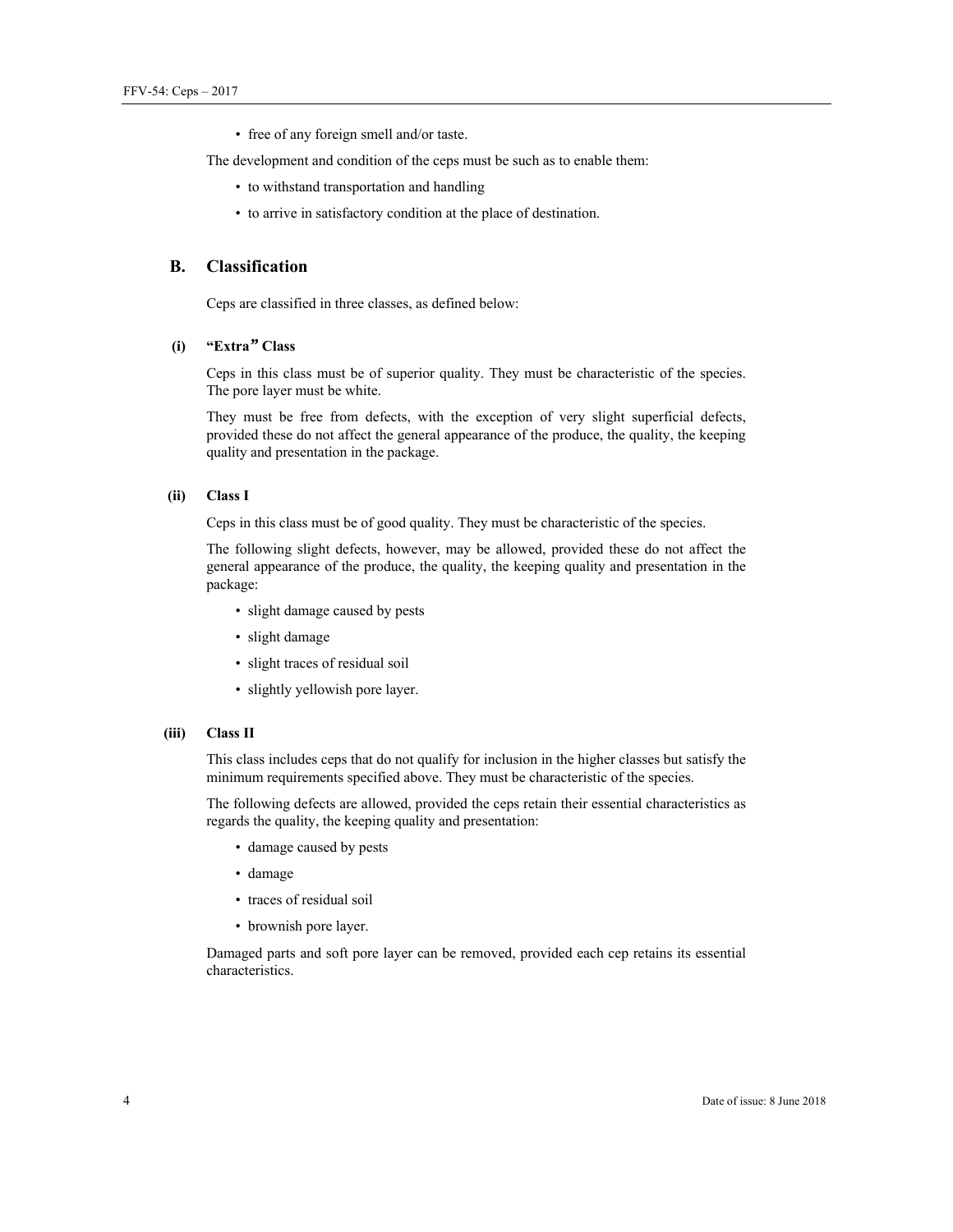- free of any foreign smell and/or taste.

The development and condition of the ceps must be such as to enable them:

- to withstand transportation and handling
- to arrive in satisfactory condition at the place of destination.

## B. Classification

Ceps are classified in three classes, as defined below:

### (i) "Extra" Class

Ceps in this class must be of superior quality. They must be characteristic of the species. The pore layer must be white.

They must be free from defects, with the exception of very slight superficial defects, provided these do not affect the general appearance of the produce, the quality, the keeping quality and presentation in the package.

### (ii) Class I

Ceps in this class must be of good quality. They must be characteristic of the species.

The following slight defects, however, may be allowed, provided these do not affect the general appearance of the produce, the quality, the keeping quality and presentation in the package:

- slight damage caused by pests
- slight damage
- slight traces of residual soil
- slightly yellowish pore layer.

### (iii) Class II

This class includes ceps that do not qualify for inclusion in the higher classes but satisfy the minimum requirements specified above. They must be characteristic of the species.

The following defects are allowed, provided the ceps retain their essential characteristics as regards the quality, the keeping quality and presentation:

- damage caused by pests
- damage
- traces of residual soil
- brownish pore layer.

Damaged parts and soft pore layer can be removed, provided each cep retains its essential characteristics.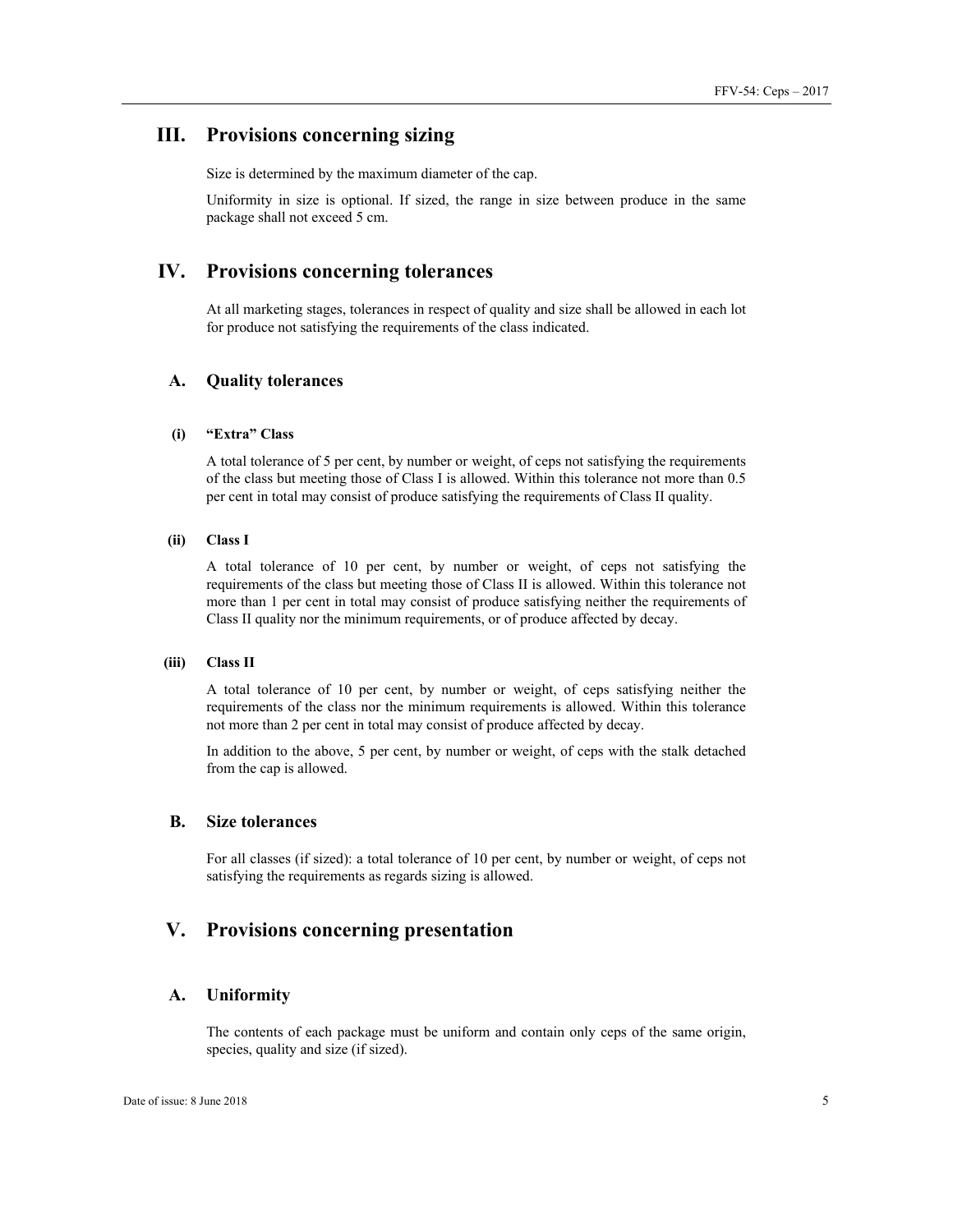# III. Provisions concerning sizing

Size is determined by the maximum diameter of the cap.

Uniformity in size is optional. If sized, the range in size between produce in the same package shall not exceed 5 cm.

# IV. Provisions concerning tolerances

At all marketing stages, tolerances in respect of quality and size shall be allowed in each lot for produce not satisfying the requirements of the class indicated.

## A. Quality tolerances

### (i) "Extra" Class

A total tolerance of 5 per cent, by number or weight, of ceps not satisfying the requirements of the class but meeting those of Class I is allowed. Within this tolerance not more than 0.5 per cent in total may consist of produce satisfying the requirements of Class II quality.

### (ii) Class I

A total tolerance of 10 per cent, by number or weight, of ceps not satisfying the requirements of the class but meeting those of Class II is allowed. Within this tolerance not more than 1 per cent in total may consist of produce satisfying neither the requirements of Class II quality nor the minimum requirements, or of produce affected by decay.

### (iii) Class II

A total tolerance of 10 per cent, by number or weight, of ceps satisfying neither the requirements of the class nor the minimum requirements is allowed. Within this tolerance not more than 2 per cent in total may consist of produce affected by decay.

In addition to the above, 5 per cent, by number or weight, of ceps with the stalk detached from the cap is allowed.

## B. Size tolerances

For all classes (if sized): a total tolerance of 10 per cent, by number or weight, of ceps not satisfying the requirements as regards sizing is allowed.

# V. Provisions concerning presentation

## A. Uniformity

The contents of each package must be uniform and contain only ceps of the same origin, species, quality and size (if sized).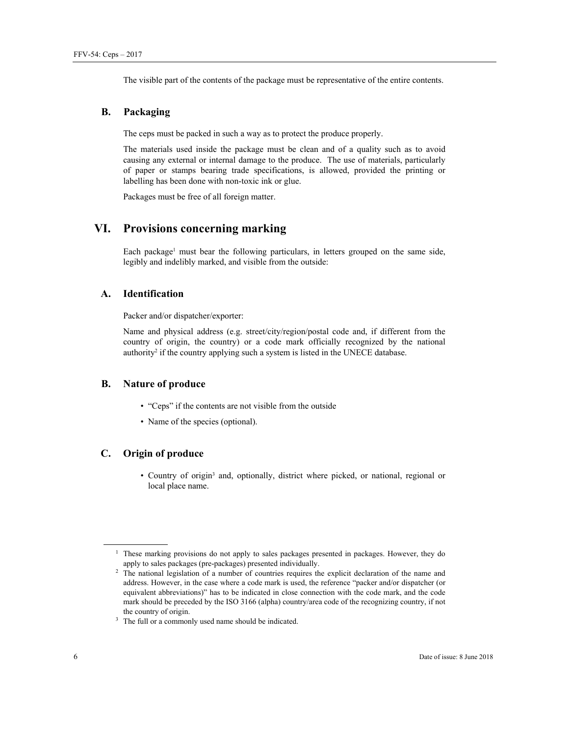The visible part of the contents of the package must be representative of the entire contents.

## B. Packaging

The ceps must be packed in such a way as to protect the produce properly.

The materials used inside the package must be clean and of a quality such as to avoid causing any external or internal damage to the produce. The use of materials, particularly of paper or stamps bearing trade specifications, is allowed, provided the printing or labelling has been done with non-toxic ink or glue.

Packages must be free of all foreign matter.

# VI. Provisions concerning marking

Each package[1] must bear the following particulars, in letters grouped on the same side, legibly and indelibly marked, and visible from the outside:

## A. Identification

Packer and/or dispatcher/exporter:

Name and physical address (e.g. street/city/region/postal code and, if different from the country of origin, the country) or a code mark officially recognized by the national authority[2] if the country applying such a system is listed in the UNECE database.

## B. Nature of produce

- "Ceps" if the contents are not visible from the outside
- Name of the species (optional).

## C. Origin of produce

- Country of origin[3] and, optionally, district where picked, or national, regional or local place name.

---

[1] These marking provisions do not apply to sales packages presented in packages. However, they do apply to sales packages (pre-packages) presented individually.

[2] The national legislation of a number of countries requires the explicit declaration of the name and address. However, in the case where a code mark is used, the reference "packer and/or dispatcher (or equivalent abbreviations)" has to be indicated in close connection with the code mark, and the code mark should be preceded by the ISO 3166 (alpha) country/area code of the recognizing country, if not the country of origin.

[3] The full or a commonly used name should be indicated.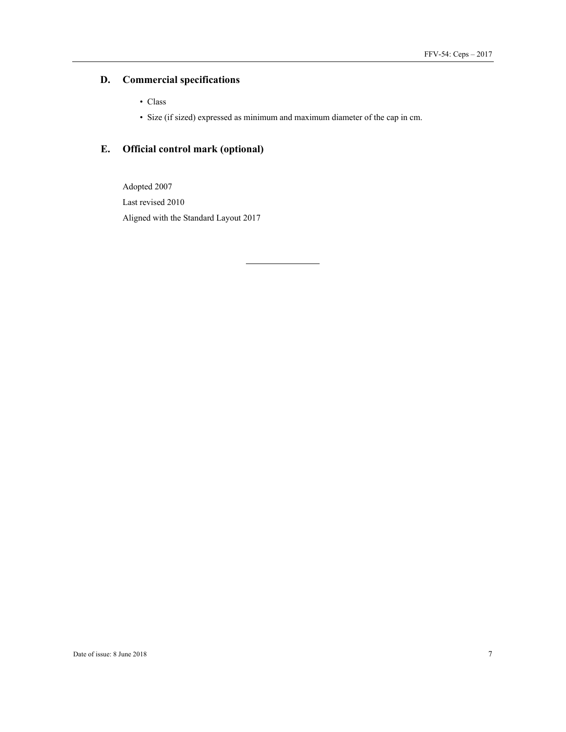## D. Commercial specifications

- Class
- Size (if sized) expressed as minimum and maximum diameter of the cap in cm.

## E. Official control mark (optional)

Adopted 2007

Last revised 2010

Aligned with the Standard Layout 2017